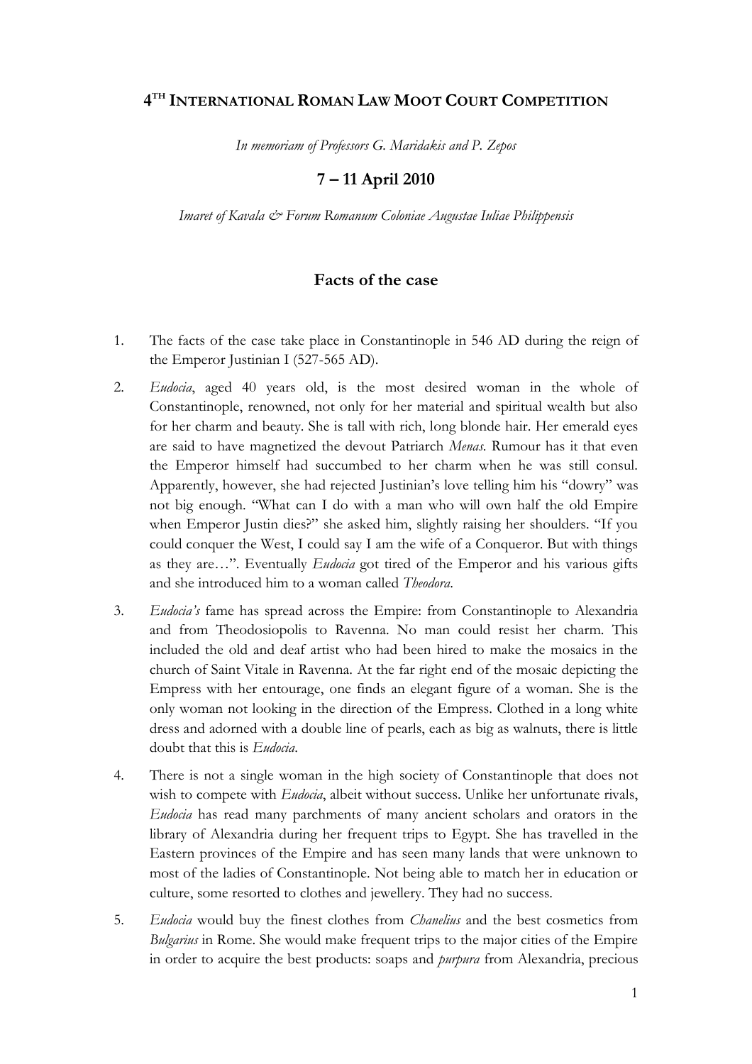# 4[TH] INTERNATIONAL ROMAN LAW MOOT COURT COMPETITION

*In memoriam of Professors G. Maridakis and P. Zepos*

## 7 – 11 April 2010

*Imaret of Kavala & Forum Romanum Coloniae Augustae Iuliae Philippensis*

## Facts of the case

1. The facts of the case take place in Constantinople in 546 AD during the reign of the Emperor Justinian I (527-565 AD).

2. *Eudocia*, aged 40 years old, is the most desired woman in the whole of Constantinople, renowned, not only for her material and spiritual wealth but also for her charm and beauty. She is tall with rich, long blonde hair. Her emerald eyes are said to have magnetized the devout Patriarch *Menas*. Rumour has it that even the Emperor himself had succumbed to her charm when he was still consul. Apparently, however, she had rejected Justinian's love telling him his "dowry" was not big enough. "What can I do with a man who will own half the old Empire when Emperor Justin dies?" she asked him, slightly raising her shoulders. "If you could conquer the West, I could say I am the wife of a Conqueror. But with things as they are…". Eventually *Eudocia* got tired of the Emperor and his various gifts and she introduced him to a woman called *Theodora*.

3. *Eudocia's* fame has spread across the Empire: from Constantinople to Alexandria and from Theodosiopolis to Ravenna. No man could resist her charm. This included the old and deaf artist who had been hired to make the mosaics in the church of Saint Vitale in Ravenna. At the far right end of the mosaic depicting the Empress with her entourage, one finds an elegant figure of a woman. She is the only woman not looking in the direction of the Empress. Clothed in a long white dress and adorned with a double line of pearls, each as big as walnuts, there is little doubt that this is *Eudocia*.

4. There is not a single woman in the high society of Constantinople that does not wish to compete with *Eudocia*, albeit without success. Unlike her unfortunate rivals, *Eudocia* has read many parchments of many ancient scholars and orators in the library of Alexandria during her frequent trips to Egypt. She has travelled in the Eastern provinces of the Empire and has seen many lands that were unknown to most of the ladies of Constantinople. Not being able to match her in education or culture, some resorted to clothes and jewellery. They had no success.

5. *Eudocia* would buy the finest clothes from *Chanelius* and the best cosmetics from *Bulgarius* in Rome. She would make frequent trips to the major cities of the Empire in order to acquire the best products: soaps and *purpura* from Alexandria, precious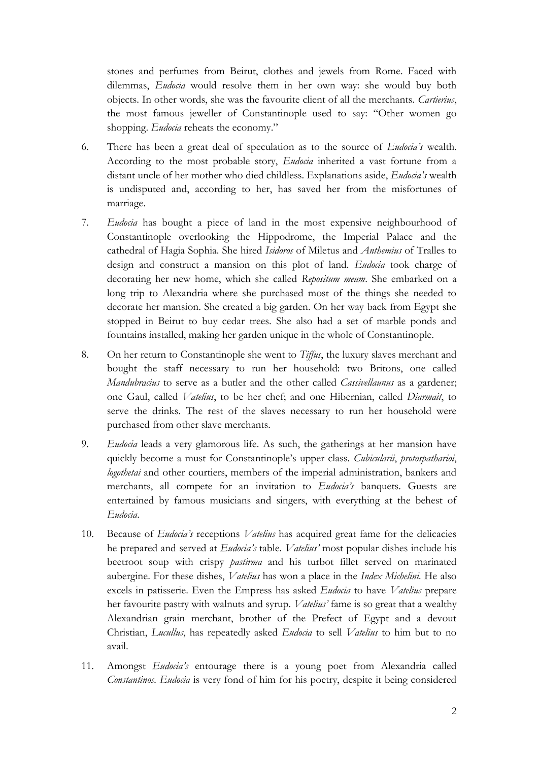stones and perfumes from Beirut, clothes and jewels from Rome. Faced with dilemmas, *Eudocia* would resolve them in her own way: she would buy both objects. In other words, she was the favourite client of all the merchants. *Cartierius*, the most famous jeweller of Constantinople used to say: "Other women go shopping. *Eudocia* reheats the economy."

6. There has been a great deal of speculation as to the source of *Eudocia's* wealth. According to the most probable story, *Eudocia* inherited a vast fortune from a distant uncle of her mother who died childless. Explanations aside, *Eudocia's* wealth is undisputed and, according to her, has saved her from the misfortunes of marriage.

7. *Eudocia* has bought a piece of land in the most expensive neighbourhood of Constantinople overlooking the Hippodrome, the Imperial Palace and the cathedral of Hagia Sophia. She hired *Isidoros* of Miletus and *Anthemius* of Tralles to design and construct a mansion on this plot of land. *Eudocia* took charge of decorating her new home, which she called *Repositum meum*. She embarked on a long trip to Alexandria where she purchased most of the things she needed to decorate her mansion. She created a big garden. On her way back from Egypt she stopped in Beirut to buy cedar trees. She also had a set of marble ponds and fountains installed, making her garden unique in the whole of Constantinople.

8. On her return to Constantinople she went to *Tiffus*, the luxury slaves merchant and bought the staff necessary to run her household: two Britons, one called *Mandubracius* to serve as a butler and the other called *Cassivellaunus* as a gardener; one Gaul, called *Vatelius*, to be her chef; and one Hibernian, called *Diarmait*, to serve the drinks. The rest of the slaves necessary to run her household were purchased from other slave merchants.

9. *Eudocia* leads a very glamorous life. As such, the gatherings at her mansion have quickly become a must for Constantinople's upper class. *Cubicularii*, *protospatharioi*, *logothetai* and other courtiers, members of the imperial administration, bankers and merchants, all compete for an invitation to *Eudocia's* banquets. Guests are entertained by famous musicians and singers, with everything at the behest of *Eudocia*.

10. Because of *Eudocia's* receptions *Vatelius* has acquired great fame for the delicacies he prepared and served at *Eudocia's* table. *Vatelius'* most popular dishes include his beetroot soup with crispy *pastirma* and his turbot fillet served on marinated aubergine. For these dishes, *Vatelius* has won a place in the *Index Michelini*. He also excels in patisserie. Even the Empress has asked *Eudocia* to have *Vatelius* prepare her favourite pastry with walnuts and syrup. *Vatelius'* fame is so great that a wealthy Alexandrian grain merchant, brother of the Prefect of Egypt and a devout Christian, *Lucullus*, has repeatedly asked *Eudocia* to sell *Vatelius* to him but to no avail.

11. Amongst *Eudocia's* entourage there is a young poet from Alexandria called *Constantinos*. *Eudocia* is very fond of him for his poetry, despite it being considered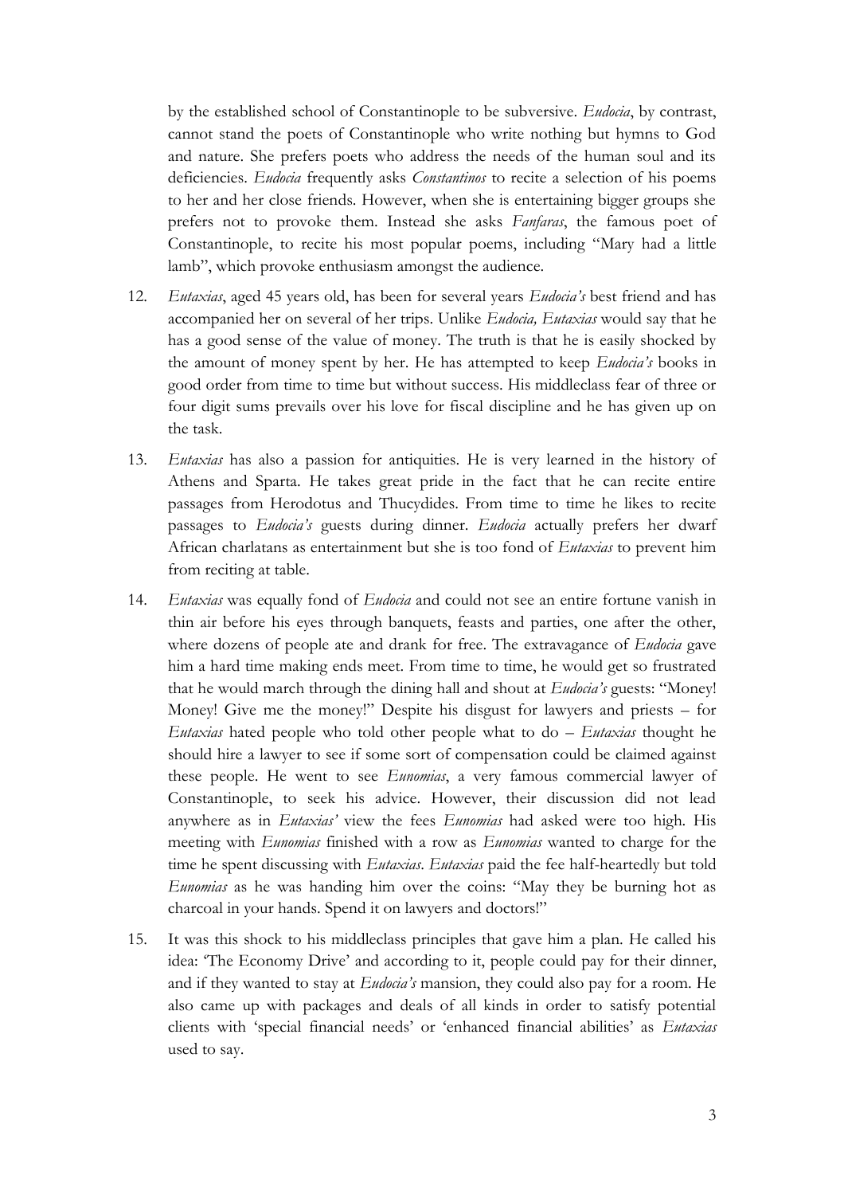by the established school of Constantinople to be subversive. *Eudocia*, by contrast, cannot stand the poets of Constantinople who write nothing but hymns to God and nature. She prefers poets who address the needs of the human soul and its deficiencies. *Eudocia* frequently asks *Constantinos* to recite a selection of his poems to her and her close friends. However, when she is entertaining bigger groups she prefers not to provoke them. Instead she asks *Fanfaras*, the famous poet of Constantinople, to recite his most popular poems, including "Mary had a little lamb", which provoke enthusiasm amongst the audience.

12. *Eutaxias*, aged 45 years old, has been for several years *Eudocia's* best friend and has accompanied her on several of her trips. Unlike *Eudocia, Eutaxias* would say that he has a good sense of the value of money. The truth is that he is easily shocked by the amount of money spent by her. He has attempted to keep *Eudocia's* books in good order from time to time but without success. His middleclass fear of three or four digit sums prevails over his love for fiscal discipline and he has given up on the task.

13. *Eutaxias* has also a passion for antiquities. He is very learned in the history of Athens and Sparta. He takes great pride in the fact that he can recite entire passages from Herodotus and Thucydides. From time to time he likes to recite passages to *Eudocia's* guests during dinner. *Eudocia* actually prefers her dwarf African charlatans as entertainment but she is too fond of *Eutaxias* to prevent him from reciting at table.

14. *Eutaxias* was equally fond of *Eudocia* and could not see an entire fortune vanish in thin air before his eyes through banquets, feasts and parties, one after the other, where dozens of people ate and drank for free. The extravagance of *Eudocia* gave him a hard time making ends meet. From time to time, he would get so frustrated that he would march through the dining hall and shout at *Eudocia's* guests: "Money! Money! Give me the money!" Despite his disgust for lawyers and priests – for *Eutaxias* hated people who told other people what to do – *Eutaxias* thought he should hire a lawyer to see if some sort of compensation could be claimed against these people. He went to see *Eunomias*, a very famous commercial lawyer of Constantinople, to seek his advice. However, their discussion did not lead anywhere as in *Eutaxias'* view the fees *Eunomias* had asked were too high. His meeting with *Eunomias* finished with a row as *Eunomias* wanted to charge for the time he spent discussing with *Eutaxias*. *Eutaxias* paid the fee half-heartedly but told *Eunomias* as he was handing him over the coins: "May they be burning hot as charcoal in your hands. Spend it on lawyers and doctors!"

15. It was this shock to his middleclass principles that gave him a plan. He called his idea: 'The Economy Drive' and according to it, people could pay for their dinner, and if they wanted to stay at *Eudocia's* mansion, they could also pay for a room. He also came up with packages and deals of all kinds in order to satisfy potential clients with 'special financial needs' or 'enhanced financial abilities' as *Eutaxias* used to say.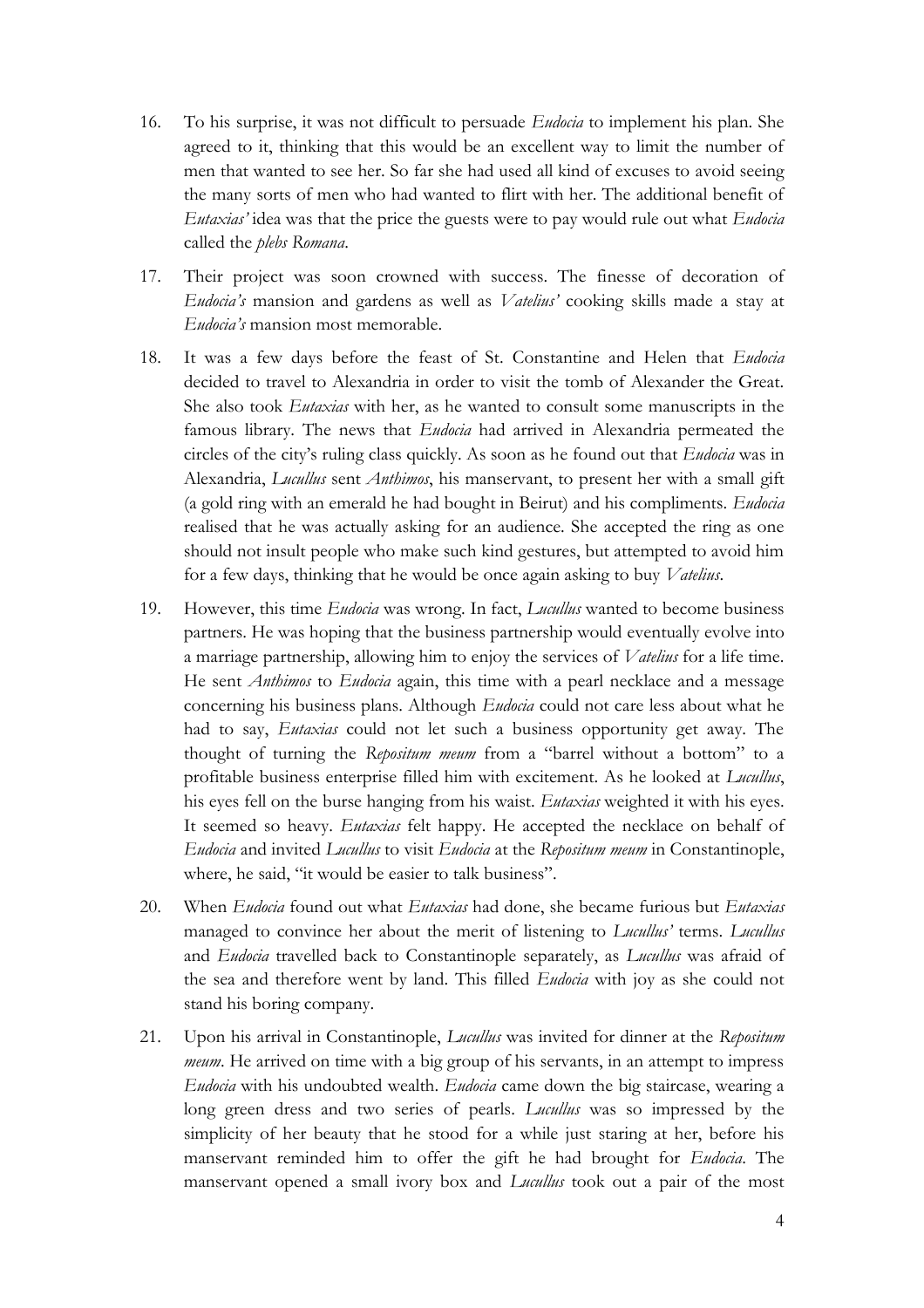16. To his surprise, it was not difficult to persuade *Eudocia* to implement his plan. She agreed to it, thinking that this would be an excellent way to limit the number of men that wanted to see her. So far she had used all kind of excuses to avoid seeing the many sorts of men who had wanted to flirt with her. The additional benefit of *Eutaxias'* idea was that the price the guests were to pay would rule out what *Eudocia* called the *plebs Romana*.

17. Their project was soon crowned with success. The finesse of decoration of *Eudocia's* mansion and gardens as well as *Vatelius'* cooking skills made a stay at *Eudocia's* mansion most memorable.

18. It was a few days before the feast of St. Constantine and Helen that *Eudocia* decided to travel to Alexandria in order to visit the tomb of Alexander the Great. She also took *Eutaxias* with her, as he wanted to consult some manuscripts in the famous library. The news that *Eudocia* had arrived in Alexandria permeated the circles of the city's ruling class quickly. As soon as he found out that *Eudocia* was in Alexandria, *Lucullus* sent *Anthimos*, his manservant, to present her with a small gift (a gold ring with an emerald he had bought in Beirut) and his compliments. *Eudocia* realised that he was actually asking for an audience. She accepted the ring as one should not insult people who make such kind gestures, but attempted to avoid him for a few days, thinking that he would be once again asking to buy *Vatelius*.

19. However, this time *Eudocia* was wrong. In fact, *Lucullus* wanted to become business partners. He was hoping that the business partnership would eventually evolve into a marriage partnership, allowing him to enjoy the services of *Vatelius* for a life time. He sent *Anthimos* to *Eudocia* again, this time with a pearl necklace and a message concerning his business plans. Although *Eudocia* could not care less about what he had to say, *Eutaxias* could not let such a business opportunity get away. The thought of turning the *Repositum meum* from a "barrel without a bottom" to a profitable business enterprise filled him with excitement. As he looked at *Lucullus*, his eyes fell on the burse hanging from his waist. *Eutaxias* weighted it with his eyes. It seemed so heavy. *Eutaxias* felt happy. He accepted the necklace on behalf of *Eudocia* and invited *Lucullus* to visit *Eudocia* at the *Repositum meum* in Constantinople, where, he said, "it would be easier to talk business".

20. When *Eudocia* found out what *Eutaxias* had done, she became furious but *Eutaxias* managed to convince her about the merit of listening to *Lucullus'* terms. *Lucullus* and *Eudocia* travelled back to Constantinople separately, as *Lucullus* was afraid of the sea and therefore went by land. This filled *Eudocia* with joy as she could not stand his boring company.

21. Upon his arrival in Constantinople, *Lucullus* was invited for dinner at the *Repositum meum*. He arrived on time with a big group of his servants, in an attempt to impress *Eudocia* with his undoubted wealth. *Eudocia* came down the big staircase, wearing a long green dress and two series of pearls. *Lucullus* was so impressed by the simplicity of her beauty that he stood for a while just staring at her, before his manservant reminded him to offer the gift he had brought for *Eudocia*. The manservant opened a small ivory box and *Lucullus* took out a pair of the most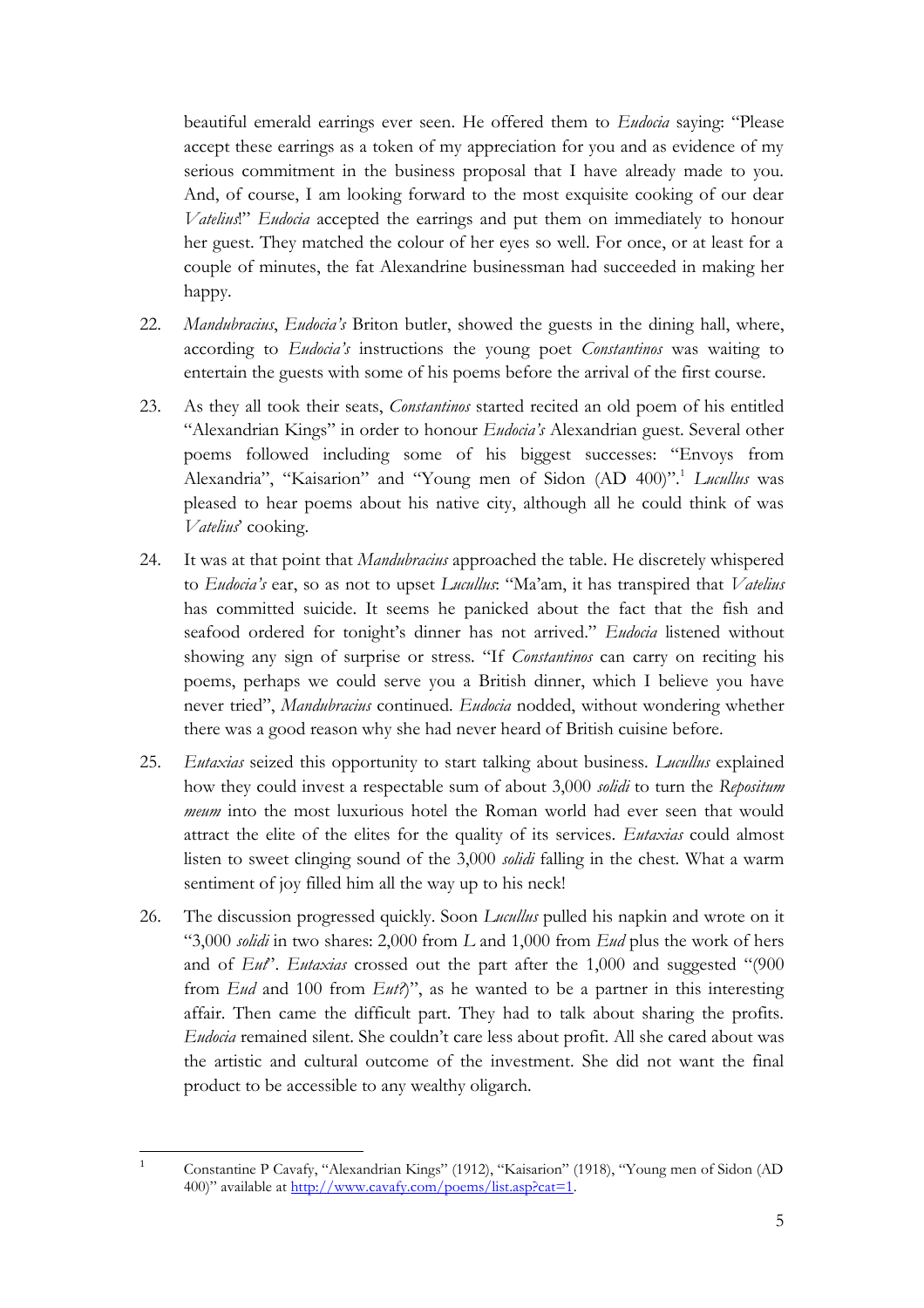beautiful emerald earrings ever seen. He offered them to *Eudocia* saying: "Please accept these earrings as a token of my appreciation for you and as evidence of my serious commitment in the business proposal that I have already made to you. And, of course, I am looking forward to the most exquisite cooking of our dear *Vatelius*!" *Eudocia* accepted the earrings and put them on immediately to honour her guest. They matched the colour of her eyes so well. For once, or at least for a couple of minutes, the fat Alexandrine businessman had succeeded in making her happy.

22. *Mandubracius*, *Eudocia's* Briton butler, showed the guests in the dining hall, where, according to *Eudocia's* instructions the young poet *Constantinos* was waiting to entertain the guests with some of his poems before the arrival of the first course.

23. As they all took their seats, *Constantinos* started recited an old poem of his entitled "Alexandrian Kings" in order to honour *Eudocia's* Alexandrian guest. Several other poems followed including some of his biggest successes: "Envoys from Alexandria", "Kaisarion" and "Young men of Sidon (AD 400)".[1] *Lucullus* was pleased to hear poems about his native city, although all he could think of was *Vatelius*' cooking.

24. It was at that point that *Mandubracius* approached the table. He discretely whispered to *Eudocia's* ear, so as not to upset *Lucullus*: "Ma'am, it has transpired that *Vatelius* has committed suicide. It seems he panicked about the fact that the fish and seafood ordered for tonight's dinner has not arrived." *Eudocia* listened without showing any sign of surprise or stress. "If *Constantinos* can carry on reciting his poems, perhaps we could serve you a British dinner, which I believe you have never tried", *Mandubracius* continued. *Eudocia* nodded, without wondering whether there was a good reason why she had never heard of British cuisine before.

25. *Eutaxias* seized this opportunity to start talking about business. *Lucullus* explained how they could invest a respectable sum of about 3,000 *solidi* to turn the *Repositum meum* into the most luxurious hotel the Roman world had ever seen that would attract the elite of the elites for the quality of its services. *Eutaxias* could almost listen to sweet clinging sound of the 3,000 *solidi* falling in the chest. What a warm sentiment of joy filled him all the way up to his neck!

26. The discussion progressed quickly. Soon *Lucullus* pulled his napkin and wrote on it "3,000 *solidi* in two shares: 2,000 from *L* and 1,000 from *Eud* plus the work of hers and of *Eut*". *Eutaxias* crossed out the part after the 1,000 and suggested "(900 from *Eud* and 100 from *Eut*?)", as he wanted to be a partner in this interesting affair. Then came the difficult part. They had to talk about sharing the profits. *Eudocia* remained silent. She couldn't care less about profit. All she cared about was the artistic and cultural outcome of the investment. She did not want the final product to be accessible to any wealthy oligarch.

[1] Constantine P Cavafy, "Alexandrian Kings" (1912), "Kaisarion" (1918), "Young men of Sidon (AD 400)" available at http://www.cavafy.com/poems/list.asp?cat=1.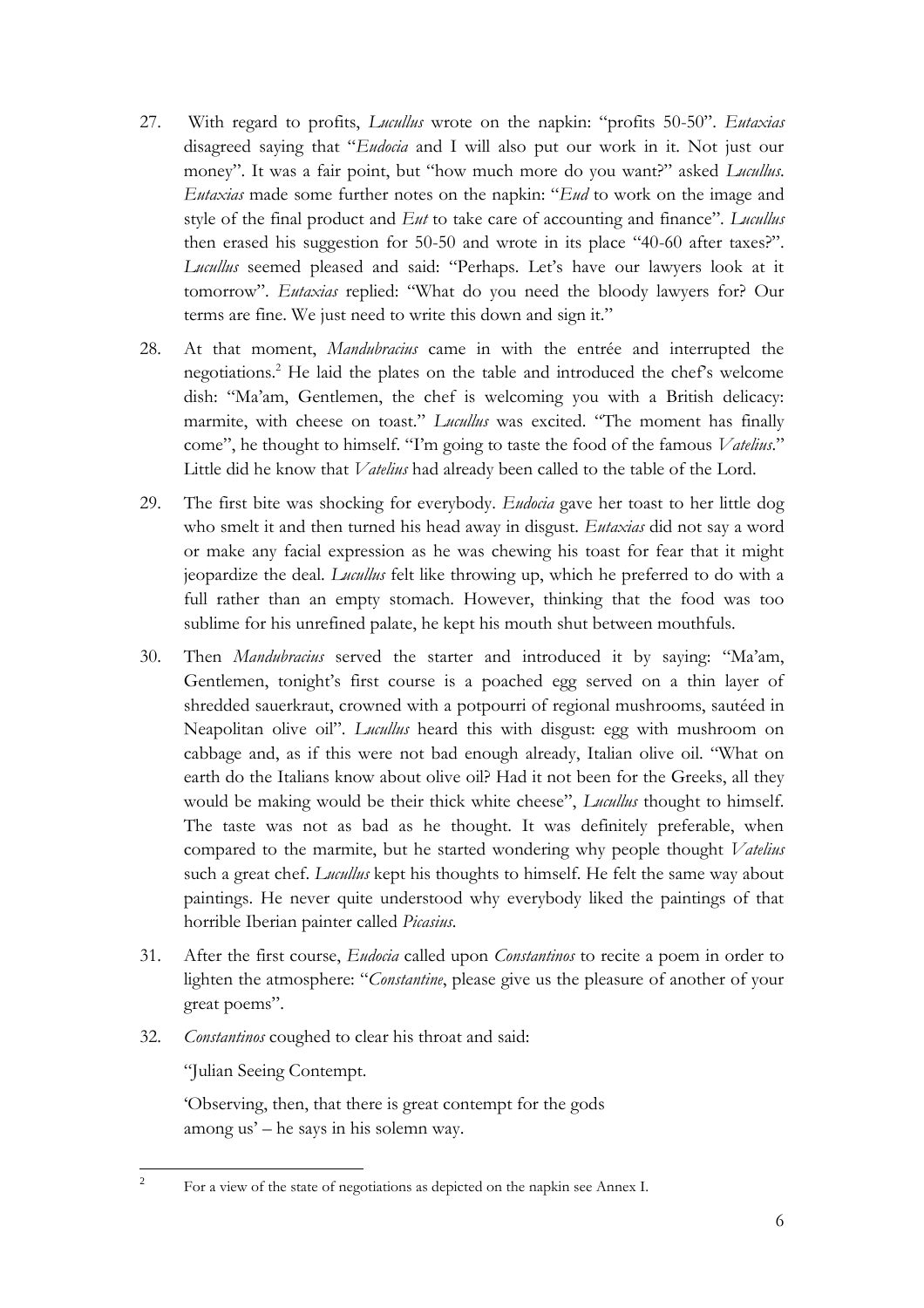27. With regard to profits, *Lucullus* wrote on the napkin: "profits 50-50". *Eutaxias* disagreed saying that "*Eudocia* and I will also put our work in it. Not just our money". It was a fair point, but "how much more do you want?" asked *Lucullus*. *Eutaxias* made some further notes on the napkin: "*Eud* to work on the image and style of the final product and *Eut* to take care of accounting and finance". *Lucullus* then erased his suggestion for 50-50 and wrote in its place "40-60 after taxes?". *Lucullus* seemed pleased and said: "Perhaps. Let's have our lawyers look at it tomorrow". *Eutaxias* replied: "What do you need the bloody lawyers for? Our terms are fine. We just need to write this down and sign it."

28. At that moment, *Mandubracius* came in with the entrée and interrupted the negotiations.[2] He laid the plates on the table and introduced the chef's welcome dish: "Ma'am, Gentlemen, the chef is welcoming you with a British delicacy: marmite, with cheese on toast." *Lucullus* was excited. "The moment has finally come", he thought to himself. "I'm going to taste the food of the famous *Vatelius*." Little did he know that *Vatelius* had already been called to the table of the Lord.

29. The first bite was shocking for everybody. *Eudocia* gave her toast to her little dog who smelt it and then turned his head away in disgust. *Eutaxias* did not say a word or make any facial expression as he was chewing his toast for fear that it might jeopardize the deal. *Lucullus* felt like throwing up, which he preferred to do with a full rather than an empty stomach. However, thinking that the food was too sublime for his unrefined palate, he kept his mouth shut between mouthfuls.

30. Then *Mandubracius* served the starter and introduced it by saying: "Ma'am, Gentlemen, tonight's first course is a poached egg served on a thin layer of shredded sauerkraut, crowned with a potpourri of regional mushrooms, sautéed in Neapolitan olive oil". *Lucullus* heard this with disgust: egg with mushroom on cabbage and, as if this were not bad enough already, Italian olive oil. "What on earth do the Italians know about olive oil? Had it not been for the Greeks, all they would be making would be their thick white cheese", *Lucullus* thought to himself. The taste was not as bad as he thought. It was definitely preferable, when compared to the marmite, but he started wondering why people thought *Vatelius* such a great chef. *Lucullus* kept his thoughts to himself. He felt the same way about paintings. He never quite understood why everybody liked the paintings of that horrible Iberian painter called *Picasius*.

31. After the first course, *Eudocia* called upon *Constantinos* to recite a poem in order to lighten the atmosphere: "*Constantine*, please give us the pleasure of another of your great poems".

32. *Constantinos* coughed to clear his throat and said:

    "Julian Seeing Contempt.

    'Observing, then, that there is great contempt for the gods
    among us' – he says in his solemn way.

---

[2] For a view of the state of negotiations as depicted on the napkin see Annex I.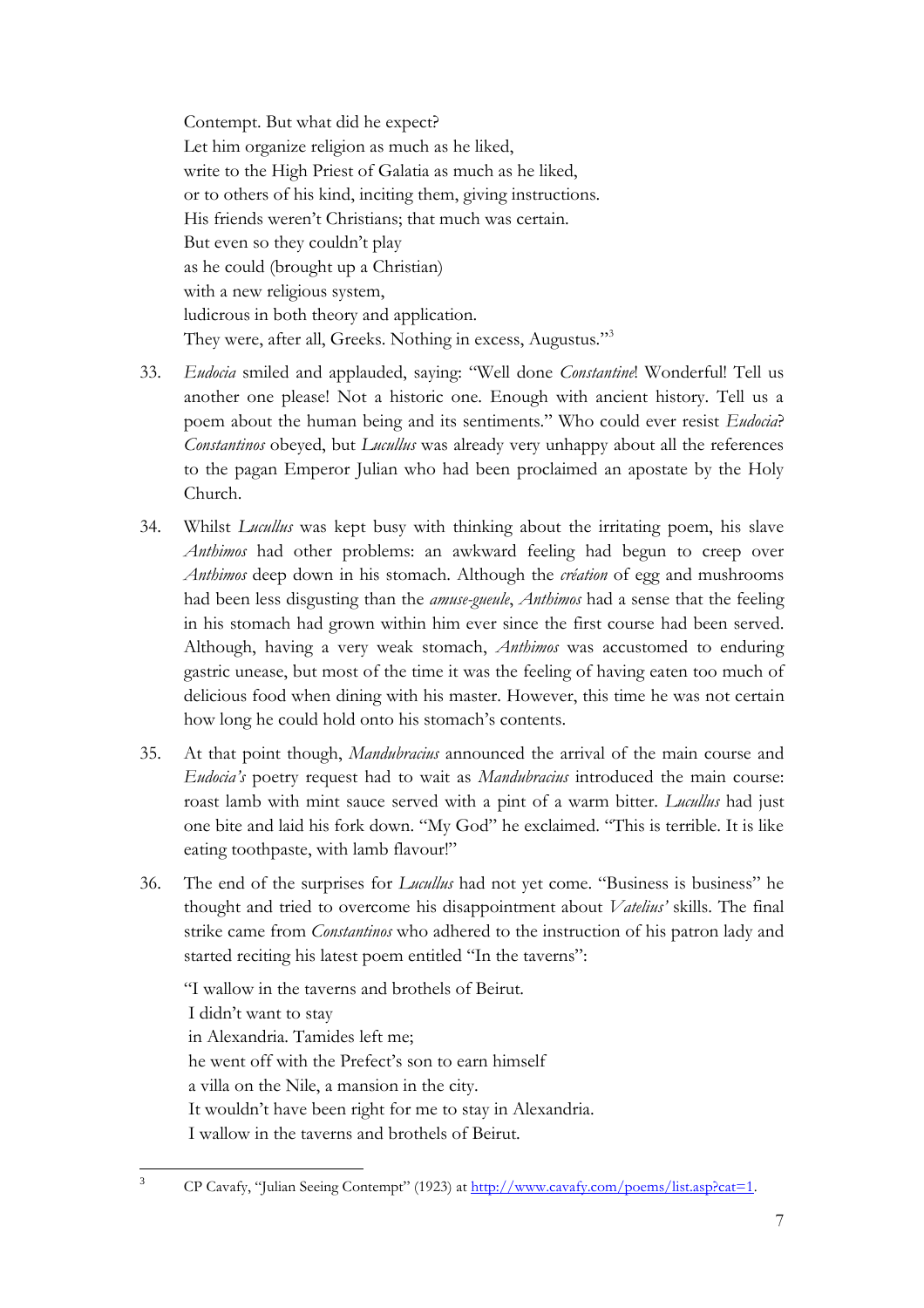Contempt. But what did he expect?
Let him organize religion as much as he liked,
write to the High Priest of Galatia as much as he liked,
or to others of his kind, inciting them, giving instructions.
His friends weren't Christians; that much was certain.
But even so they couldn't play
as he could (brought up a Christian)
with a new religious system,
ludicrous in both theory and application.
They were, after all, Greeks. Nothing in excess, Augustus."[3]

33. *Eudocia* smiled and applauded, saying: "Well done *Constantine*! Wonderful! Tell us another one please! Not a historic one. Enough with ancient history. Tell us a poem about the human being and its sentiments." Who could ever resist *Eudocia*? *Constantinos* obeyed, but *Lucullus* was already very unhappy about all the references to the pagan Emperor Julian who had been proclaimed an apostate by the Holy Church.

34. Whilst *Lucullus* was kept busy with thinking about the irritating poem, his slave *Anthimos* had other problems: an awkward feeling had begun to creep over *Anthimos* deep down in his stomach. Although the *création* of egg and mushrooms had been less disgusting than the *amuse-gueule*, *Anthimos* had a sense that the feeling in his stomach had grown within him ever since the first course had been served. Although, having a very weak stomach, *Anthimos* was accustomed to enduring gastric unease, but most of the time it was the feeling of having eaten too much of delicious food when dining with his master. However, this time he was not certain how long he could hold onto his stomach's contents.

35. At that point though, *Mandubracius* announced the arrival of the main course and *Eudocia's* poetry request had to wait as *Mandubracius* introduced the main course: roast lamb with mint sauce served with a pint of a warm bitter. *Lucullus* had just one bite and laid his fork down. "My God" he exclaimed. "This is terrible. It is like eating toothpaste, with lamb flavour!"

36. The end of the surprises for *Lucullus* had not yet come. "Business is business" he thought and tried to overcome his disappointment about *Vatelius'* skills. The final strike came from *Constantinos* who adhered to the instruction of his patron lady and started reciting his latest poem entitled "In the taverns":

"I wallow in the taverns and brothels of Beirut.
I didn't want to stay
in Alexandria. Tamides left me;
he went off with the Prefect's son to earn himself
a villa on the Nile, a mansion in the city.
It wouldn't have been right for me to stay in Alexandria.
I wallow in the taverns and brothels of Beirut.

---

[3] CP Cavafy, "Julian Seeing Contempt" (1923) at http://www.cavafy.com/poems/list.asp?cat=1.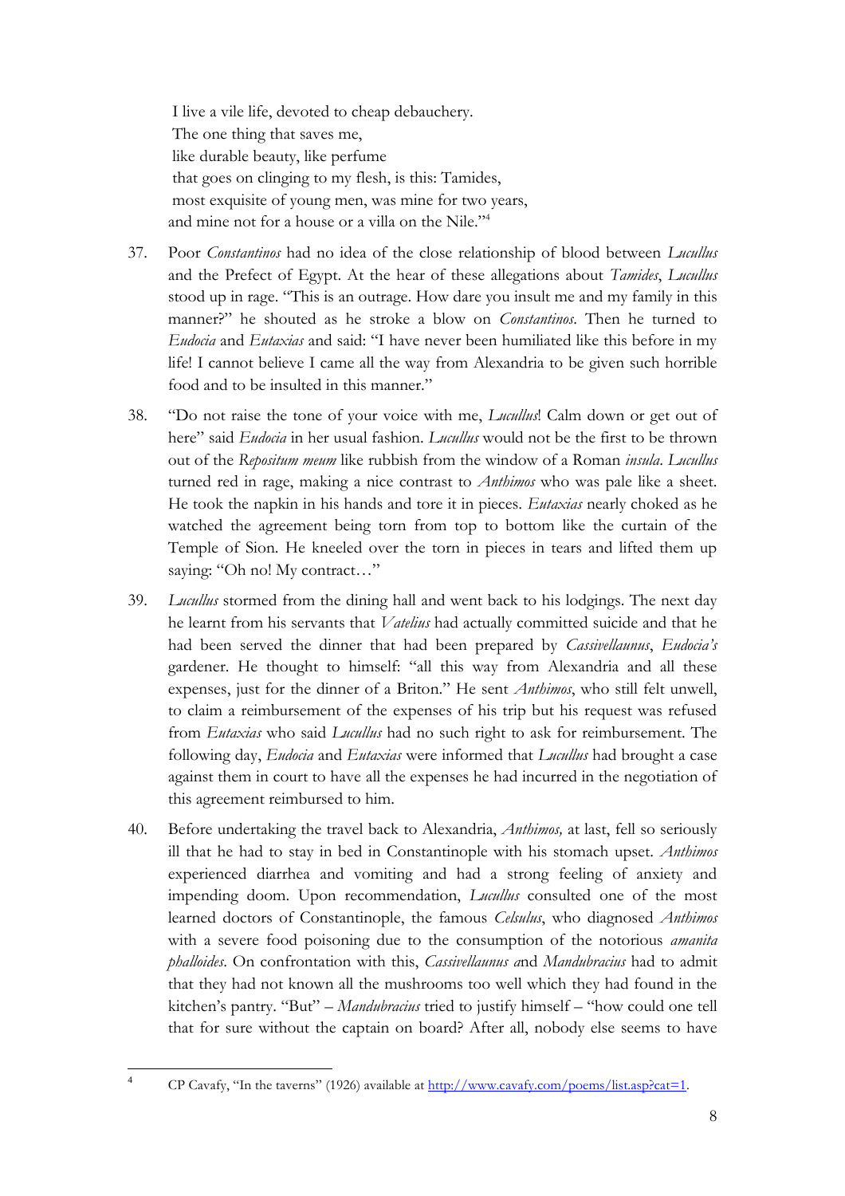I live a vile life, devoted to cheap debauchery.
The one thing that saves me,
like durable beauty, like perfume
that goes on clinging to my flesh, is this: Tamides,
most exquisite of young men, was mine for two years,
and mine not for a house or a villa on the Nile."[4]

37. Poor *Constantinos* had no idea of the close relationship of blood between *Lucullus* and the Prefect of Egypt. At the hear of these allegations about *Tamides*, *Lucullus* stood up in rage. "This is an outrage. How dare you insult me and my family in this manner?" he shouted as he stroke a blow on *Constantinos*. Then he turned to *Eudocia* and *Eutaxias* and said: "I have never been humiliated like this before in my life! I cannot believe I came all the way from Alexandria to be given such horrible food and to be insulted in this manner."

38. "Do not raise the tone of your voice with me, *Lucullus*! Calm down or get out of here" said *Eudocia* in her usual fashion. *Lucullus* would not be the first to be thrown out of the *Repositum meum* like rubbish from the window of a Roman *insula*. *Lucullus* turned red in rage, making a nice contrast to *Anthimos* who was pale like a sheet. He took the napkin in his hands and tore it in pieces. *Eutaxias* nearly choked as he watched the agreement being torn from top to bottom like the curtain of the Temple of Sion. He kneeled over the torn in pieces in tears and lifted them up saying: "Oh no! My contract…"

39. *Lucullus* stormed from the dining hall and went back to his lodgings. The next day he learnt from his servants that *Vatelius* had actually committed suicide and that he had been served the dinner that had been prepared by *Cassivellaunus*, *Eudocia's* gardener. He thought to himself: "all this way from Alexandria and all these expenses, just for the dinner of a Briton." He sent *Anthimos*, who still felt unwell, to claim a reimbursement of the expenses of his trip but his request was refused from *Eutaxias* who said *Lucullus* had no such right to ask for reimbursement. The following day, *Eudocia* and *Eutaxias* were informed that *Lucullus* had brought a case against them in court to have all the expenses he had incurred in the negotiation of this agreement reimbursed to him.

40. Before undertaking the travel back to Alexandria, *Anthimos,* at last, fell so seriously ill that he had to stay in bed in Constantinople with his stomach upset. *Anthimos* experienced diarrhea and vomiting and had a strong feeling of anxiety and impending doom. Upon recommendation, *Lucullus* consulted one of the most learned doctors of Constantinople, the famous *Celsulus*, who diagnosed *Anthimos* with a severe food poisoning due to the consumption of the notorious *amanita phalloides*. On confrontation with this, *Cassivellaunus* and *Mandubracius* had to admit that they had not known all the mushrooms too well which they had found in the kitchen's pantry. "But" – *Mandubracius* tried to justify himself – "how could one tell that for sure without the captain on board? After all, nobody else seems to have

---

[4] CP Cavafy, "In the taverns" (1926) available at http://www.cavafy.com/poems/list.asp?cat=1.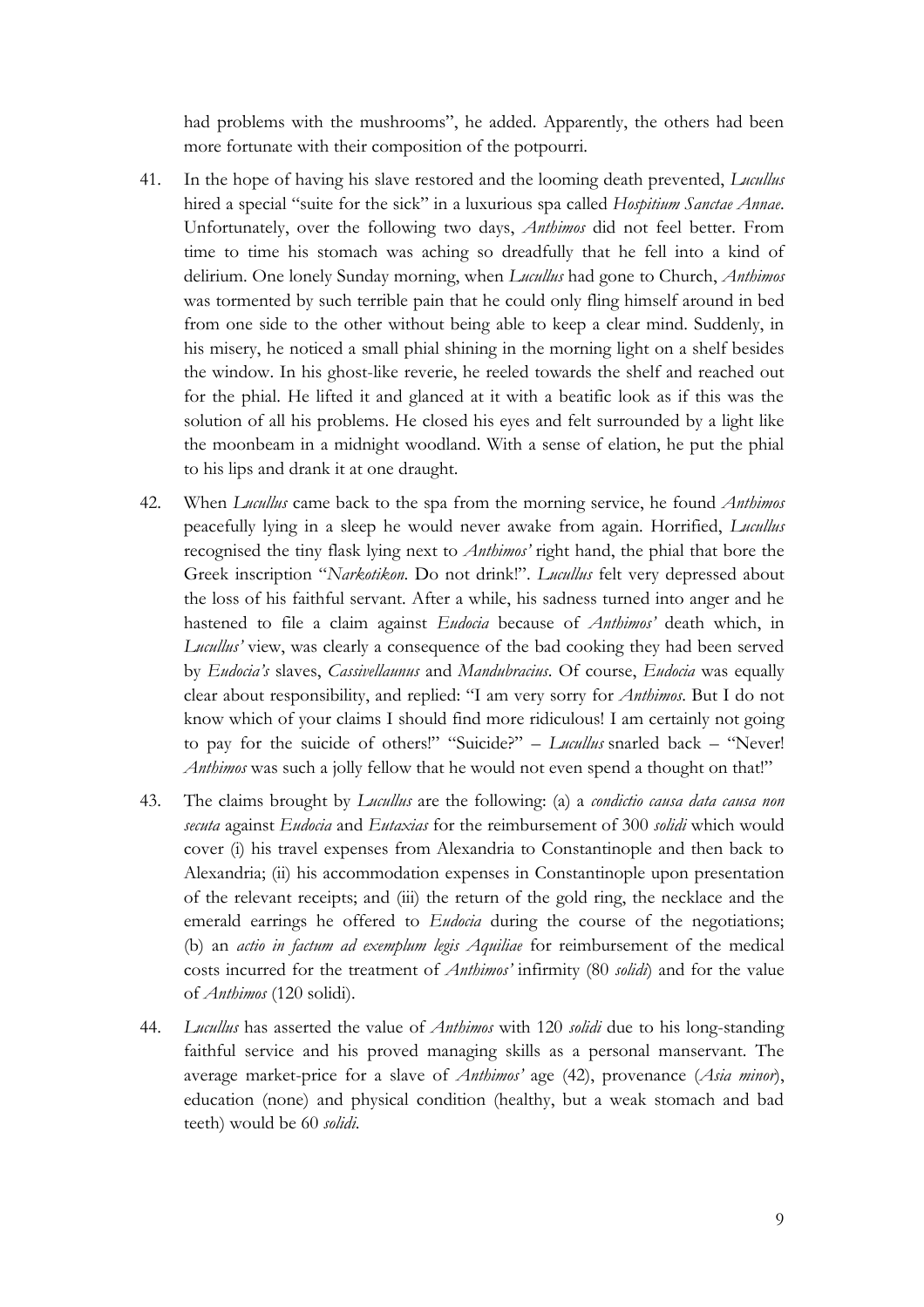had problems with the mushrooms", he added. Apparently, the others had been more fortunate with their composition of the potpourri.

41. In the hope of having his slave restored and the looming death prevented, *Lucullus* hired a special "suite for the sick" in a luxurious spa called *Hospitium Sanctae Annae*. Unfortunately, over the following two days, *Anthimos* did not feel better. From time to time his stomach was aching so dreadfully that he fell into a kind of delirium. One lonely Sunday morning, when *Lucullus* had gone to Church, *Anthimos* was tormented by such terrible pain that he could only fling himself around in bed from one side to the other without being able to keep a clear mind. Suddenly, in his misery, he noticed a small phial shining in the morning light on a shelf besides the window. In his ghost-like reverie, he reeled towards the shelf and reached out for the phial. He lifted it and glanced at it with a beatific look as if this was the solution of all his problems. He closed his eyes and felt surrounded by a light like the moonbeam in a midnight woodland. With a sense of elation, he put the phial to his lips and drank it at one draught.

42. When *Lucullus* came back to the spa from the morning service, he found *Anthimos* peacefully lying in a sleep he would never awake from again. Horrified, *Lucullus* recognised the tiny flask lying next to *Anthimos'* right hand, the phial that bore the Greek inscription "*Narkotikon*. Do not drink!". *Lucullus* felt very depressed about the loss of his faithful servant. After a while, his sadness turned into anger and he hastened to file a claim against *Eudocia* because of *Anthimos'* death which, in *Lucullus'* view, was clearly a consequence of the bad cooking they had been served by *Eudocia's* slaves, *Cassivellaunus* and *Mandubracius*. Of course, *Eudocia* was equally clear about responsibility, and replied: "I am very sorry for *Anthimos*. But I do not know which of your claims I should find more ridiculous! I am certainly not going to pay for the suicide of others!" "Suicide?" – *Lucullus* snarled back – "Never! *Anthimos* was such a jolly fellow that he would not even spend a thought on that!"

43. The claims brought by *Lucullus* are the following: (a) a *condictio causa data causa non secuta* against *Eudocia* and *Eutaxias* for the reimbursement of 300 *solidi* which would cover (i) his travel expenses from Alexandria to Constantinople and then back to Alexandria; (ii) his accommodation expenses in Constantinople upon presentation of the relevant receipts; and (iii) the return of the gold ring, the necklace and the emerald earrings he offered to *Eudocia* during the course of the negotiations; (b) an *actio in factum ad exemplum legis Aquiliae* for reimbursement of the medical costs incurred for the treatment of *Anthimos'* infirmity (80 *solidi*) and for the value of *Anthimos* (120 solidi).

44. *Lucullus* has asserted the value of *Anthimos* with 120 *solidi* due to his long-standing faithful service and his proved managing skills as a personal manservant. The average market-price for a slave of *Anthimos'* age (42), provenance (*Asia minor*), education (none) and physical condition (healthy, but a weak stomach and bad teeth) would be 60 *solidi*.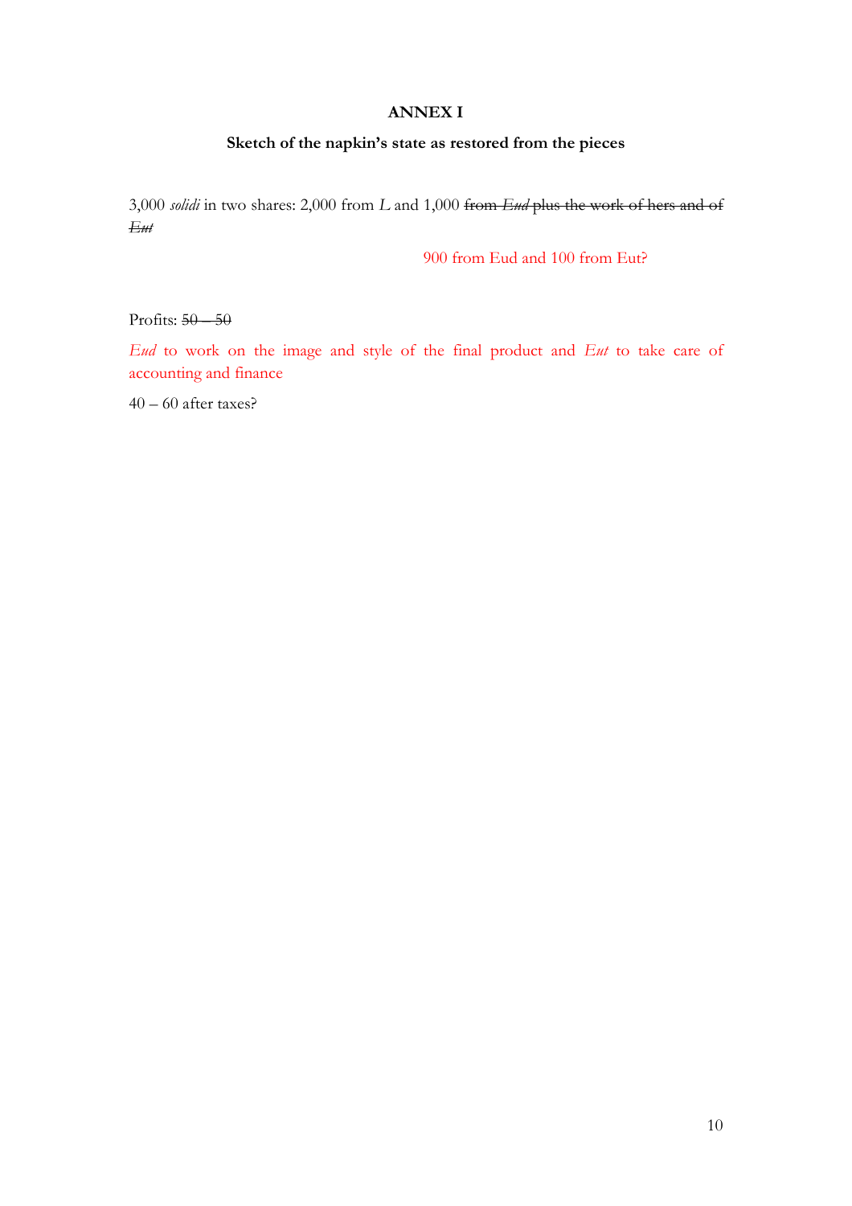**ANNEX I**

**Sketch of the napkin's state as restored from the pieces**

3,000 *solidi* in two shares: 2,000 from *L* and 1,000 ~~from *Eud* plus the work of hers and of *Eut*~~

900 from Eud and 100 from Eut?

Profits: ~~50 – 50~~

*Eud* to work on the image and style of the final product and *Eut* to take care of accounting and finance

40 – 60 after taxes?